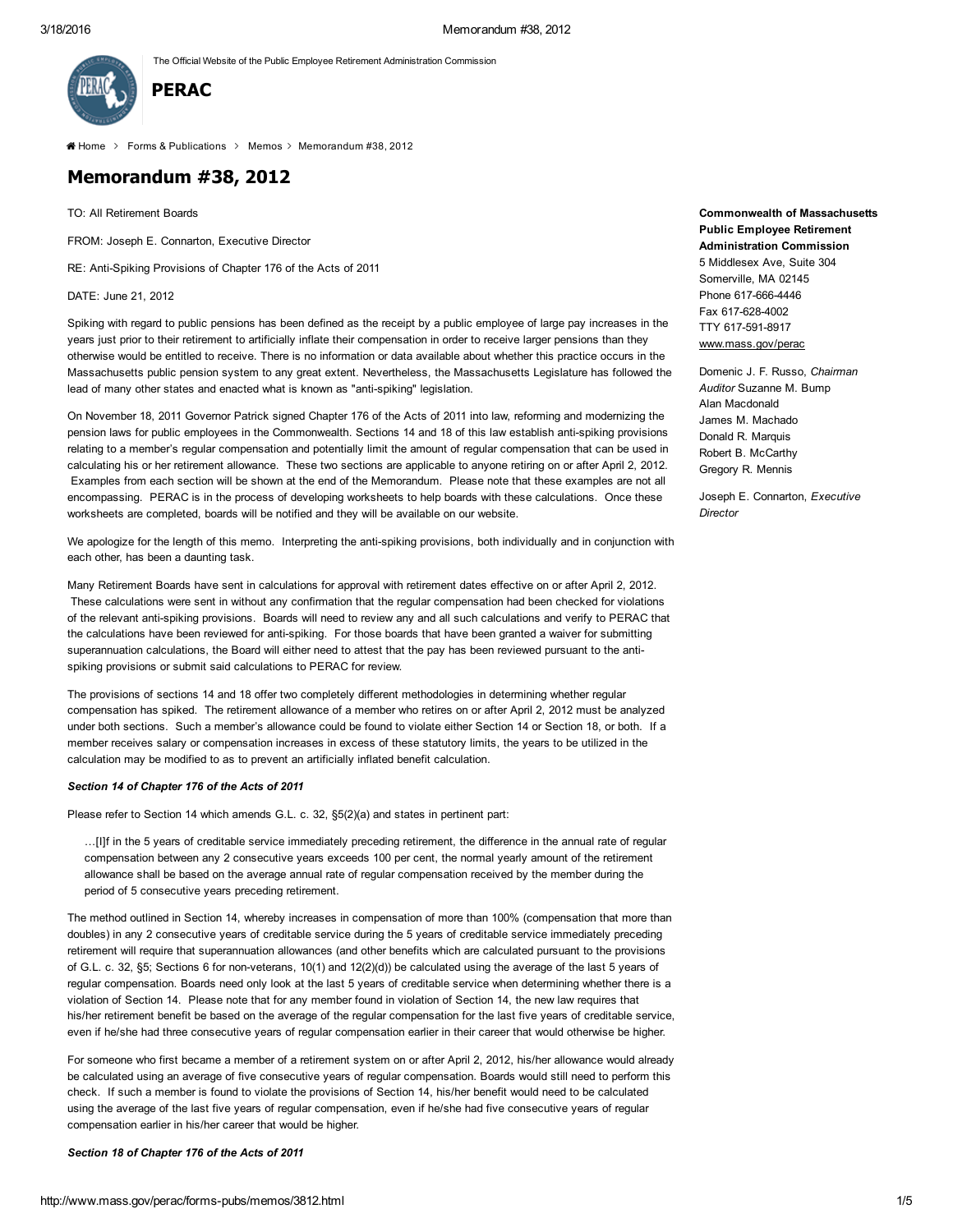The Official Website of the Public Employee Retirement Administration Commission

**PERAC**

Home > Forms & Publications > Memos > Memorandum #38, 2012

# Memorandum #38, 2012

TO: All Retirement Boards

FROM: Joseph E. Connarton, Executive Director

RE: Anti-Spiking Provisions of Chapter 176 of the Acts of 2011

DATE: June 21, 2012

Spiking with regard to public pensions has been defined as the receipt by a public employee of large pay increases in the years just prior to their retirement to artificially inflate their compensation in order to receive larger pensions than they otherwise would be entitled to receive. There is no information or data available about whether this practice occurs in the Massachusetts public pension system to any great extent. Nevertheless, the Massachusetts Legislature has followed the lead of many other states and enacted what is known as "anti-spiking" legislation.

On November 18, 2011 Governor Patrick signed Chapter 176 of the Acts of 2011 into law, reforming and modernizing the pension laws for public employees in the Commonwealth. Sections 14 and 18 of this law establish anti-spiking provisions relating to a member's regular compensation and potentially limit the amount of regular compensation that can be used in calculating his or her retirement allowance. These two sections are applicable to anyone retiring on or after April 2, 2012. Examples from each section will be shown at the end of the Memorandum. Please note that these examples are not all encompassing. PERAC is in the process of developing worksheets to help boards with these calculations. Once these worksheets are completed, boards will be notified and they will be available on our website.

We apologize for the length of this memo. Interpreting the anti-spiking provisions, both individually and in conjunction with each other, has been a daunting task.

Many Retirement Boards have sent in calculations for approval with retirement dates effective on or after April 2, 2012. These calculations were sent in without any confirmation that the regular compensation had been checked for violations of the relevant anti-spiking provisions. Boards will need to review any and all such calculations and verify to PERAC that the calculations have been reviewed for anti-spiking. For those boards that have been granted a waiver for submitting superannuation calculations, the Board will either need to attest that the pay has been reviewed pursuant to the anti-spiking provisions or submit said calculations to PERAC for review.

The provisions of sections 14 and 18 offer two completely different methodologies in determining whether regular compensation has spiked. The retirement allowance of a member who retires on or after April 2, 2012 must be analyzed under both sections. Such a member's allowance could be found to violate either Section 14 or Section 18, or both. If a member receives salary or compensation increases in excess of these statutory limits, the years to be utilized in the calculation may be modified to as to prevent an artificially inflated benefit calculation.

***Section 14 of Chapter 176 of the Acts of 2011***

Please refer to Section 14 which amends G.L. c. 32, §5(2)(a) and states in pertinent part:

> …[I]f in the 5 years of creditable service immediately preceding retirement, the difference in the annual rate of regular compensation between any 2 consecutive years exceeds 100 per cent, the normal yearly amount of the retirement allowance shall be based on the average annual rate of regular compensation received by the member during the period of 5 consecutive years preceding retirement.

The method outlined in Section 14, whereby increases in compensation of more than 100% (compensation that more than doubles) in any 2 consecutive years of creditable service during the 5 years of creditable service immediately preceding retirement will require that superannuation allowances (and other benefits which are calculated pursuant to the provisions of G.L. c. 32, §5; Sections 6 for non-veterans, 10(1) and 12(2)(d)) be calculated using the average of the last 5 years of regular compensation. Boards need only look at the last 5 years of creditable service when determining whether there is a violation of Section 14. Please note that for any member found in violation of Section 14, the new law requires that his/her retirement benefit be based on the average of the regular compensation for the last five years of creditable service, even if he/she had three consecutive years of regular compensation earlier in their career that would otherwise be higher.

For someone who first became a member of a retirement system on or after April 2, 2012, his/her allowance would already be calculated using an average of five consecutive years of regular compensation. Boards would still need to perform this check. If such a member is found to violate the provisions of Section 14, his/her benefit would need to be calculated using the average of the last five years of regular compensation, even if he/she had five consecutive years of regular compensation earlier in his/her career that would be higher.

***Section 18 of Chapter 176 of the Acts of 2011***

**Commonwealth of Massachusetts Public Employee Retirement Administration Commission**
5 Middlesex Ave, Suite 304
Somerville, MA 02145
Phone 617-666-4446
Fax 617-628-4002
TTY 617-591-8917
www.mass.gov/perac

Domenic J. F. Russo, *Chairman*
*Auditor* Suzanne M. Bump
Alan Macdonald
James M. Machado
Donald R. Marquis
Robert B. McCarthy
Gregory R. Mennis

Joseph E. Connarton, *Executive Director*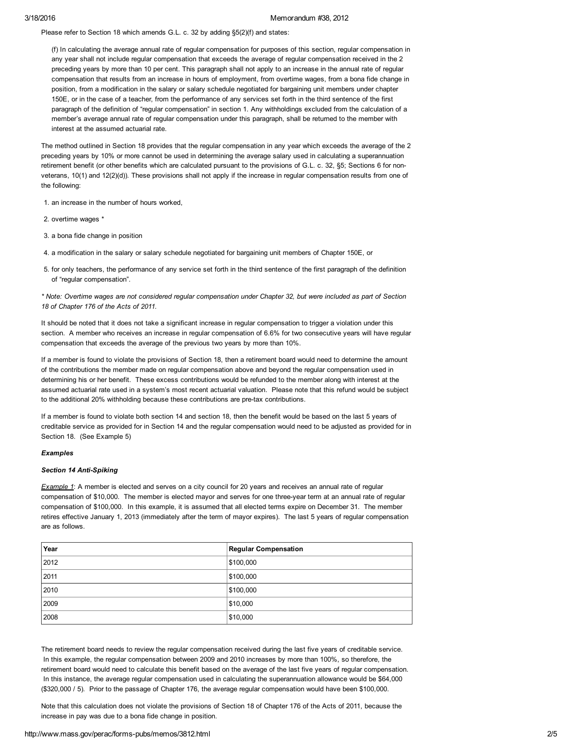Please refer to Section 18 which amends G.L. c. 32 by adding §5(2)(f) and states:

> (f) In calculating the average annual rate of regular compensation for purposes of this section, regular compensation in any year shall not include regular compensation that exceeds the average of regular compensation received in the 2 preceding years by more than 10 per cent. This paragraph shall not apply to an increase in the annual rate of regular compensation that results from an increase in hours of employment, from overtime wages, from a bona fide change in position, from a modification in the salary or salary schedule negotiated for bargaining unit members under chapter 150E, or in the case of a teacher, from the performance of any services set forth in the third sentence of the first paragraph of the definition of "regular compensation" in section 1. Any withholdings excluded from the calculation of a member's average annual rate of regular compensation under this paragraph, shall be returned to the member with interest at the assumed actuarial rate.

The method outlined in Section 18 provides that the regular compensation in any year which exceeds the average of the 2 preceding years by 10% or more cannot be used in determining the average salary used in calculating a superannuation retirement benefit (or other benefits which are calculated pursuant to the provisions of G.L. c. 32, §5; Sections 6 for non-veterans, 10(1) and 12(2)(d)). These provisions shall not apply if the increase in regular compensation results from one of the following:

1. an increase in the number of hours worked,
2. overtime wages *
3. a bona fide change in position
4. a modification in the salary or salary schedule negotiated for bargaining unit members of Chapter 150E, or
5. for only teachers, the performance of any service set forth in the third sentence of the first paragraph of the definition of "regular compensation".

*\* Note: Overtime wages are not considered regular compensation under Chapter 32, but were included as part of Section 18 of Chapter 176 of the Acts of 2011.*

It should be noted that it does not take a significant increase in regular compensation to trigger a violation under this section. A member who receives an increase in regular compensation of 6.6% for two consecutive years will have regular compensation that exceeds the average of the previous two years by more than 10%.

If a member is found to violate the provisions of Section 18, then a retirement board would need to determine the amount of the contributions the member made on regular compensation above and beyond the regular compensation used in determining his or her benefit. These excess contributions would be refunded to the member along with interest at the assumed actuarial rate used in a system's most recent actuarial valuation. Please note that this refund would be subject to the additional 20% withholding because these contributions are pre-tax contributions.

If a member is found to violate both section 14 and section 18, then the benefit would be based on the last 5 years of creditable service as provided for in Section 14 and the regular compensation would need to be adjusted as provided for in Section 18. (See Example 5)

***Examples***

***Section 14 Anti-Spiking***

Example 1: A member is elected and serves on a city council for 20 years and receives an annual rate of regular compensation of $10,000. The member is elected mayor and serves for one three-year term at an annual rate of regular compensation of $100,000. In this example, it is assumed that all elected terms expire on December 31. The member retires effective January 1, 2013 (immediately after the term of mayor expires). The last 5 years of regular compensation are as follows.

| Year | Regular Compensation |
|---|---|
| 2012 | $100,000 |
| 2011 | $100,000 |
| 2010 | $100,000 |
| 2009 | $10,000 |
| 2008 | $10,000 |

The retirement board needs to review the regular compensation received during the last five years of creditable service. In this example, the regular compensation between 2009 and 2010 increases by more than 100%, so therefore, the retirement board would need to calculate this benefit based on the average of the last five years of regular compensation. In this instance, the average regular compensation used in calculating the superannuation allowance would be $64,000 ($320,000 / 5). Prior to the passage of Chapter 176, the average regular compensation would have been $100,000.

Note that this calculation does not violate the provisions of Section 18 of Chapter 176 of the Acts of 2011, because the increase in pay was due to a bona fide change in position.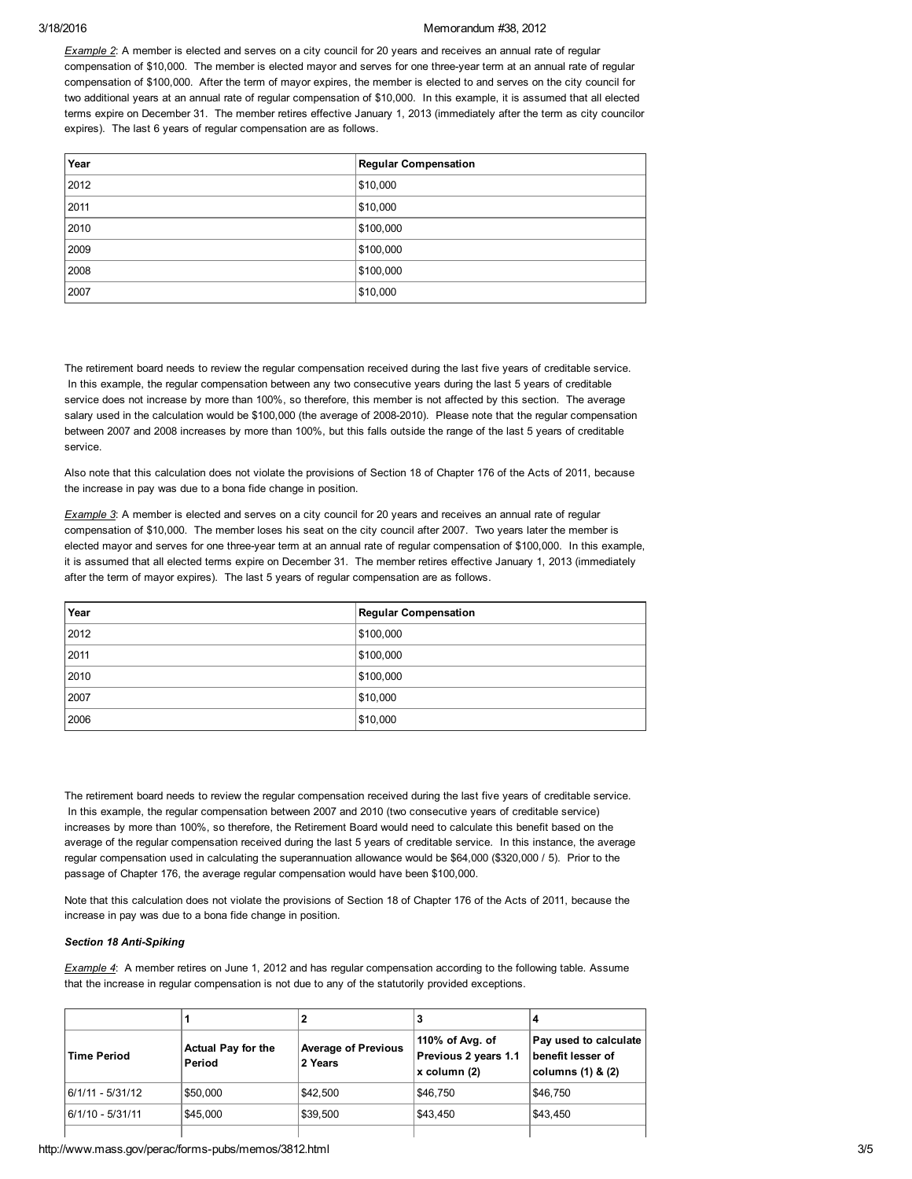*Example 2*: A member is elected and serves on a city council for 20 years and receives an annual rate of regular compensation of $10,000. The member is elected mayor and serves for one three-year term at an annual rate of regular compensation of $100,000. After the term of mayor expires, the member is elected to and serves on the city council for two additional years at an annual rate of regular compensation of $10,000. In this example, it is assumed that all elected terms expire on December 31. The member retires effective January 1, 2013 (immediately after the term as city councilor expires). The last 6 years of regular compensation are as follows.

| Year | Regular Compensation |
|---|---|
| 2012 | $10,000 |
| 2011 | $10,000 |
| 2010 | $100,000 |
| 2009 | $100,000 |
| 2008 | $100,000 |
| 2007 | $10,000 |

The retirement board needs to review the regular compensation received during the last five years of creditable service. In this example, the regular compensation between any two consecutive years during the last 5 years of creditable service does not increase by more than 100%, so therefore, this member is not affected by this section. The average salary used in the calculation would be $100,000 (the average of 2008-2010). Please note that the regular compensation between 2007 and 2008 increases by more than 100%, but this falls outside the range of the last 5 years of creditable service.

Also note that this calculation does not violate the provisions of Section 18 of Chapter 176 of the Acts of 2011, because the increase in pay was due to a bona fide change in position.

*Example 3*: A member is elected and serves on a city council for 20 years and receives an annual rate of regular compensation of $10,000. The member loses his seat on the city council after 2007. Two years later the member is elected mayor and serves for one three-year term at an annual rate of regular compensation of $100,000. In this example, it is assumed that all elected terms expire on December 31. The member retires effective January 1, 2013 (immediately after the term of mayor expires). The last 5 years of regular compensation are as follows.

| Year | Regular Compensation |
|---|---|
| 2012 | $100,000 |
| 2011 | $100,000 |
| 2010 | $100,000 |
| 2007 | $10,000 |
| 2006 | $10,000 |

The retirement board needs to review the regular compensation received during the last five years of creditable service. In this example, the regular compensation between 2007 and 2010 (two consecutive years of creditable service) increases by more than 100%, so therefore, the Retirement Board would need to calculate this benefit based on the average of the regular compensation received during the last 5 years of creditable service. In this instance, the average regular compensation used in calculating the superannuation allowance would be $64,000 ($320,000 / 5). Prior to the passage of Chapter 176, the average regular compensation would have been $100,000.

Note that this calculation does not violate the provisions of Section 18 of Chapter 176 of the Acts of 2011, because the increase in pay was due to a bona fide change in position.

***Section 18 Anti-Spiking***

*Example 4*: A member retires on June 1, 2012 and has regular compensation according to the following table. Assume that the increase in regular compensation is not due to any of the statutorily provided exceptions.

| | 1 | 2 | 3 | 4 |
|---|---|---|---|---|
| Time Period | Actual Pay for the Period | Average of Previous 2 Years | 110% of Avg. of Previous 2 years 1.1 x column (2) | Pay used to calculate benefit lesser of columns (1) & (2) |
| 6/1/11 - 5/31/12 | $50,000 | $42,500 | $46,750 | $46,750 |
| 6/1/10 - 5/31/11 | $45,000 | $39,500 | $43,450 | $43,450 |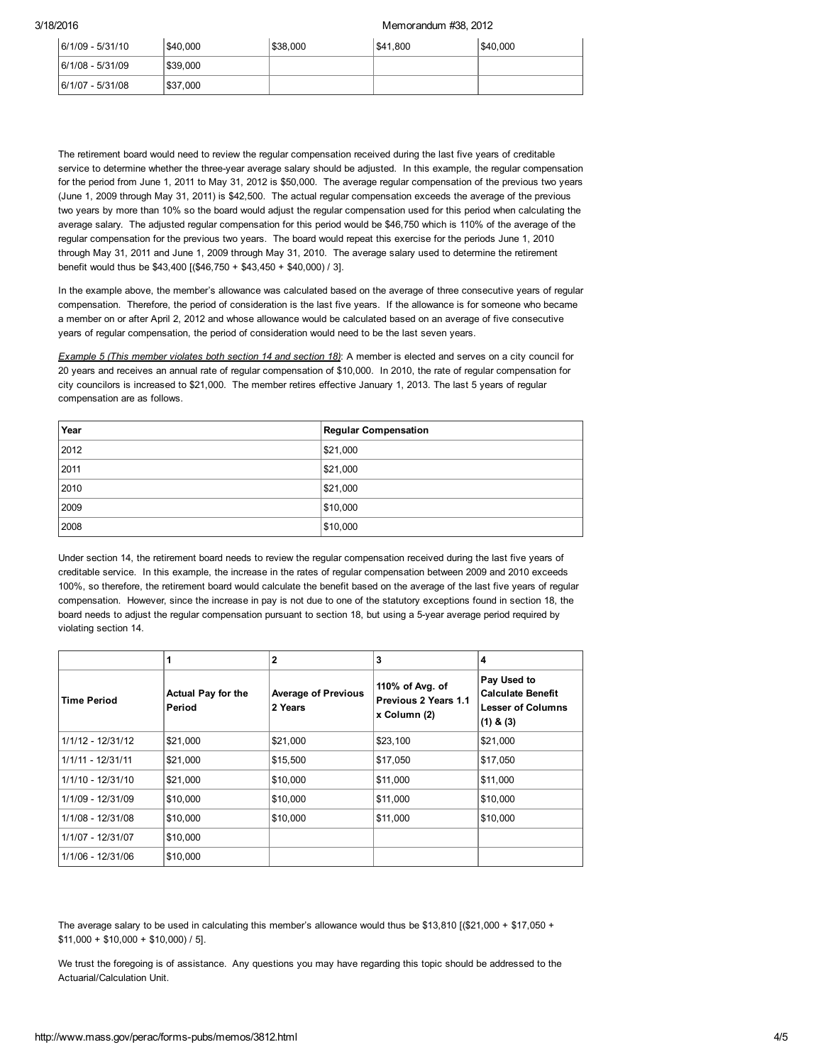| 6/1/09 - 5/31/10 | $40,000 | $38,000 | $41,800 | $40,000 |
|---|---|---|---|---|
| 6/1/08 - 5/31/09 | $39,000 | | | |
| 6/1/07 - 5/31/08 | $37,000 | | | |

The retirement board would need to review the regular compensation received during the last five years of creditable service to determine whether the three-year average salary should be adjusted. In this example, the regular compensation for the period from June 1, 2011 to May 31, 2012 is $50,000. The average regular compensation of the previous two years (June 1, 2009 through May 31, 2011) is $42,500. The actual regular compensation exceeds the average of the previous two years by more than 10% so the board would adjust the regular compensation used for this period when calculating the average salary. The adjusted regular compensation for this period would be $46,750 which is 110% of the average of the regular compensation for the previous two years. The board would repeat this exercise for the periods June 1, 2010 through May 31, 2011 and June 1, 2009 through May 31, 2010. The average salary used to determine the retirement benefit would thus be $43,400 [($46,750 + $43,450 + $40,000) / 3].

In the example above, the member's allowance was calculated based on the average of three consecutive years of regular compensation. Therefore, the period of consideration is the last five years. If the allowance is for someone who became a member on or after April 2, 2012 and whose allowance would be calculated based on an average of five consecutive years of regular compensation, the period of consideration would need to be the last seven years.

<u>*Example 5 (This member violates both section 14 and section 18)*</u>: A member is elected and serves on a city council for 20 years and receives an annual rate of regular compensation of $10,000. In 2010, the rate of regular compensation for city councilors is increased to $21,000. The member retires effective January 1, 2013. The last 5 years of regular compensation are as follows.

| Year | Regular Compensation |
|---|---|
| 2012 | $21,000 |
| 2011 | $21,000 |
| 2010 | $21,000 |
| 2009 | $10,000 |
| 2008 | $10,000 |

Under section 14, the retirement board needs to review the regular compensation received during the last five years of creditable service. In this example, the increase in the rates of regular compensation between 2009 and 2010 exceeds 100%, so therefore, the retirement board would calculate the benefit based on the average of the last five years of regular compensation. However, since the increase in pay is not due to one of the statutory exceptions found in section 18, the board needs to adjust the regular compensation pursuant to section 18, but using a 5-year average period required by violating section 14.

| | 1 | 2 | 3 | 4 |
|---|---|---|---|---|
| **Time Period** | **Actual Pay for the Period** | **Average of Previous 2 Years** | **110% of Avg. of Previous 2 Years 1.1 x Column (2)** | **Pay Used to Calculate Benefit Lesser of Columns (1) & (3)** |
| 1/1/12 - 12/31/12 | $21,000 | $21,000 | $23,100 | $21,000 |
| 1/1/11 - 12/31/11 | $21,000 | $15,500 | $17,050 | $17,050 |
| 1/1/10 - 12/31/10 | $21,000 | $10,000 | $11,000 | $11,000 |
| 1/1/09 - 12/31/09 | $10,000 | $10,000 | $11,000 | $10,000 |
| 1/1/08 - 12/31/08 | $10,000 | $10,000 | $11,000 | $10,000 |
| 1/1/07 - 12/31/07 | $10,000 | | | |
| 1/1/06 - 12/31/06 | $10,000 | | | |

The average salary to be used in calculating this member's allowance would thus be $13,810 [($21,000 + $17,050 + $11,000 + $10,000 + $10,000) / 5].

We trust the foregoing is of assistance. Any questions you may have regarding this topic should be addressed to the Actuarial/Calculation Unit.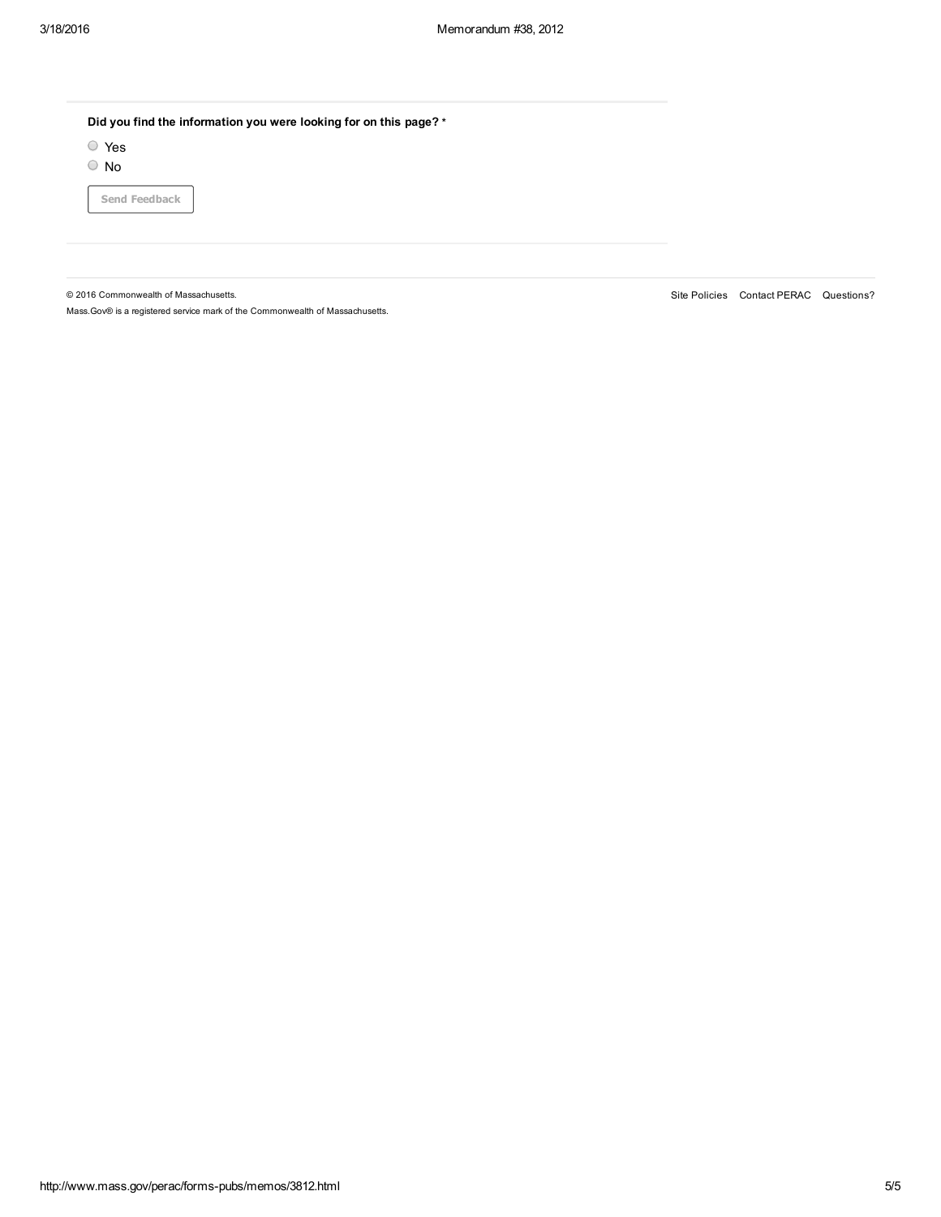**Did you find the information you were looking for on this page? ***

- Yes
- No

Send Feedback

© 2016 Commonwealth of Massachusetts.

Mass.Gov® is a registered service mark of the Commonwealth of Massachusetts.

Site Policies Contact PERAC Questions?